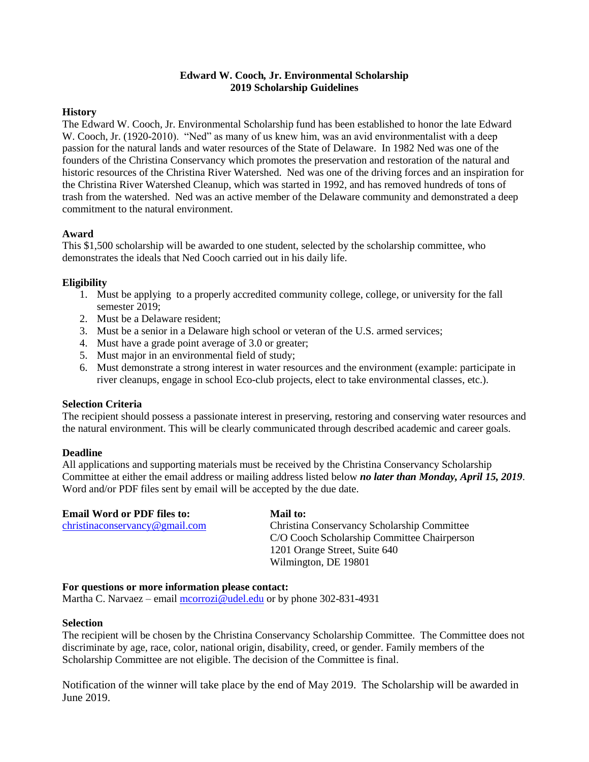**Edward W. Cooch, Jr. Environmental Scholarship**
**2019 Scholarship Guidelines**

**History**

The Edward W. Cooch, Jr. Environmental Scholarship fund has been established to honor the late Edward W. Cooch, Jr. (1920-2010). "Ned" as many of us knew him, was an avid environmentalist with a deep passion for the natural lands and water resources of the State of Delaware. In 1982 Ned was one of the founders of the Christina Conservancy which promotes the preservation and restoration of the natural and historic resources of the Christina River Watershed. Ned was one of the driving forces and an inspiration for the Christina River Watershed Cleanup, which was started in 1992, and has removed hundreds of tons of trash from the watershed. Ned was an active member of the Delaware community and demonstrated a deep commitment to the natural environment.

**Award**

This $1,500 scholarship will be awarded to one student, selected by the scholarship committee, who demonstrates the ideals that Ned Cooch carried out in his daily life.

**Eligibility**

1. Must be applying to a properly accredited community college, college, or university for the fall semester 2019;
2. Must be a Delaware resident;
3. Must be a senior in a Delaware high school or veteran of the U.S. armed services;
4. Must have a grade point average of 3.0 or greater;
5. Must major in an environmental field of study;
6. Must demonstrate a strong interest in water resources and the environment (example: participate in river cleanups, engage in school Eco-club projects, elect to take environmental classes, etc.).

**Selection Criteria**

The recipient should possess a passionate interest in preserving, restoring and conserving water resources and the natural environment. This will be clearly communicated through described academic and career goals.

**Deadline**

All applications and supporting materials must be received by the Christina Conservancy Scholarship Committee at either the email address or mailing address listed below ***no later than Monday, April 15, 2019***. Word and/or PDF files sent by email will be accepted by the due date.

**Email Word or PDF files to:**
christinaconservancy@gmail.com

**Mail to:**
Christina Conservancy Scholarship Committee
C/O Cooch Scholarship Committee Chairperson
1201 Orange Street, Suite 640
Wilmington, DE 19801

**For questions or more information please contact:**
Martha C. Narvaez – email mcorrozi@udel.edu or by phone 302-831-4931

**Selection**

The recipient will be chosen by the Christina Conservancy Scholarship Committee. The Committee does not discriminate by age, race, color, national origin, disability, creed, or gender. Family members of the Scholarship Committee are not eligible. The decision of the Committee is final.

Notification of the winner will take place by the end of May 2019. The Scholarship will be awarded in June 2019.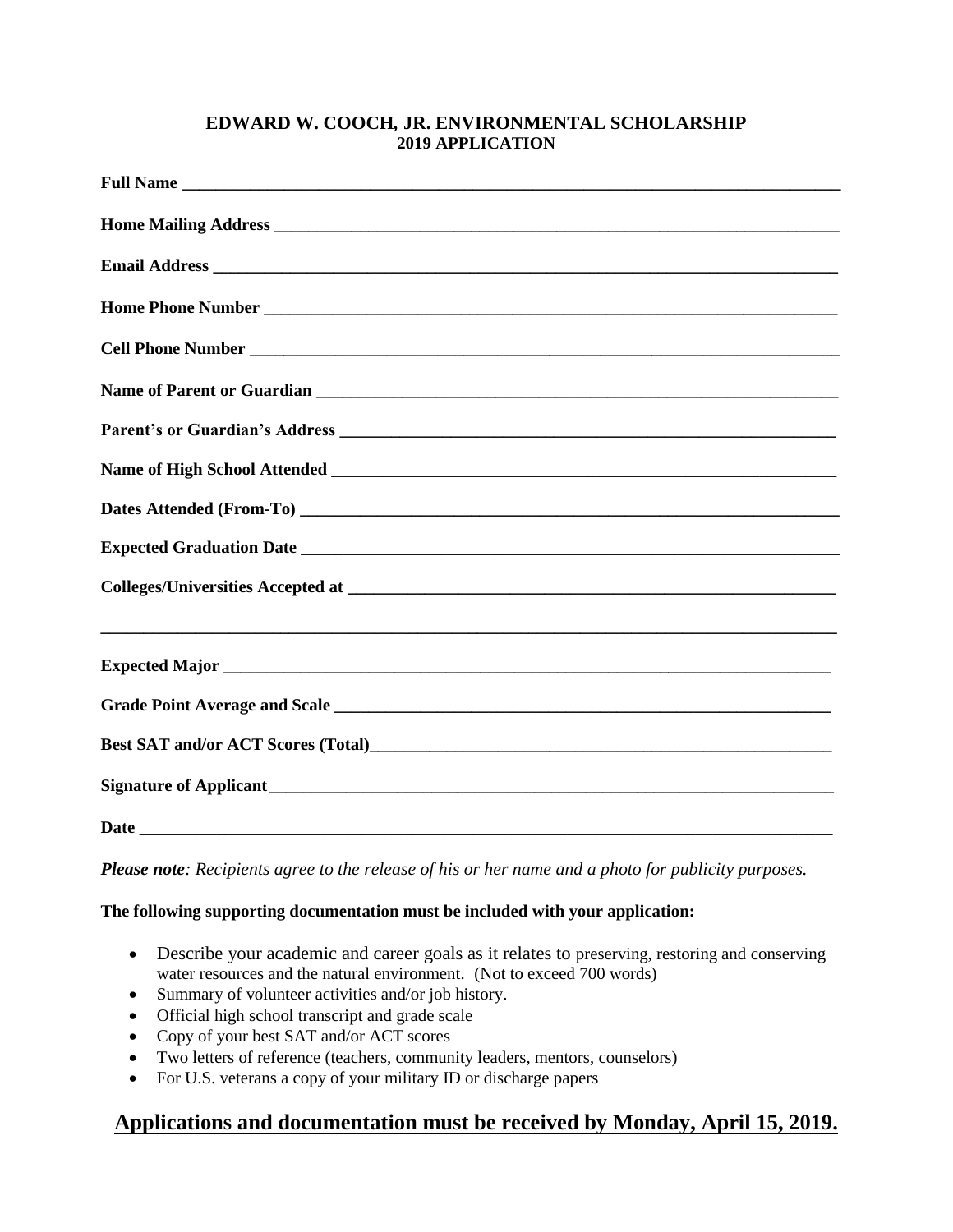# EDWARD W. COOCH, JR. ENVIRONMENTAL SCHOLARSHIP
## 2019 APPLICATION

**Full Name** ______________________________________________________________________________

**Home Mailing Address** ____________________________________________________________________

**Email Address** __________________________________________________________________________

**Home Phone Number** _____________________________________________________________________

**Cell Phone Number** _______________________________________________________________________

**Name of Parent or Guardian** ________________________________________________________________

**Parent's or Guardian's Address** _____________________________________________________________

**Name of High School Attended** ______________________________________________________________

**Dates Attended (From-To)** _________________________________________________________________

**Expected Graduation Date** _________________________________________________________________

**Colleges/Universities Accepted at** ___________________________________________________________

______________________________________________________________________________________

**Expected Major** ________________________________________________________________________

**Grade Point Average and Scale** _____________________________________________________________

**Best SAT and/or ACT Scores (Total)**__________________________________________________________

**Signature of Applicant**___________________________________________________________________

**Date** _______________________________________________________________________________

***Please note****: Recipients agree to the release of his or her name and a photo for publicity purposes.*

**The following supporting documentation must be included with your application:**

- Describe your academic and career goals as it relates to preserving, restoring and conserving water resources and the natural environment. (Not to exceed 700 words)
- Summary of volunteer activities and/or job history.
- Official high school transcript and grade scale
- Copy of your best SAT and/or ACT scores
- Two letters of reference (teachers, community leaders, mentors, counselors)
- For U.S. veterans a copy of your military ID or discharge papers

**Applications and documentation must be received by Monday, April 15, 2019.**